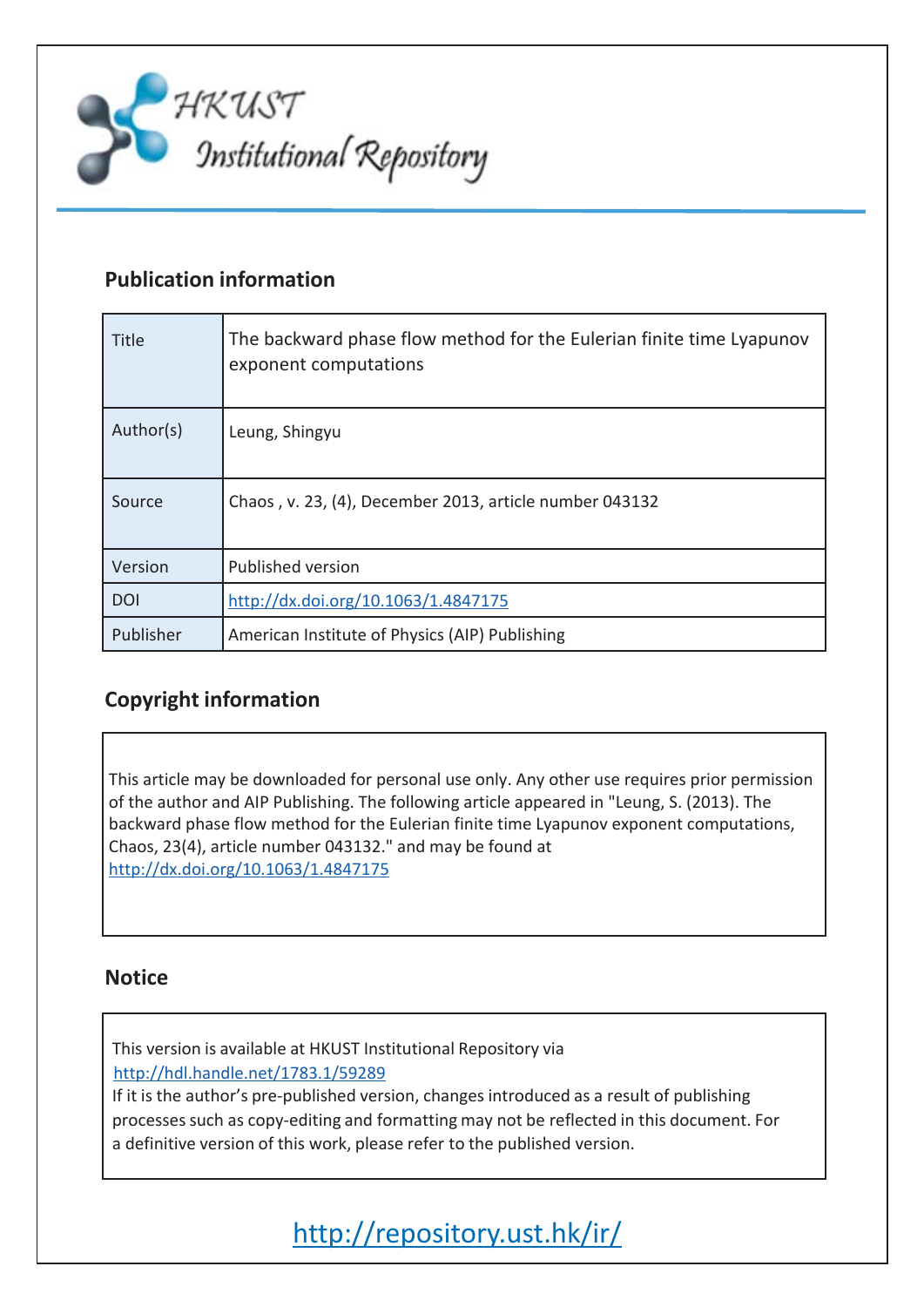HKUST Institutional Repository

## Publication information

| Title | The backward phase flow method for the Eulerian finite time Lyapunov exponent computations |
|---|---|
| Author(s) | Leung, Shingyu |
| Source | Chaos , v. 23, (4), December 2013, article number 043132 |
| Version | Published version |
| DOI | http://dx.doi.org/10.1063/1.4847175 |
| Publisher | American Institute of Physics (AIP) Publishing |

## Copyright information

This article may be downloaded for personal use only. Any other use requires prior permission of the author and AIP Publishing. The following article appeared in "Leung, S. (2013). The backward phase flow method for the Eulerian finite time Lyapunov exponent computations, Chaos, 23(4), article number 043132." and may be found at http://dx.doi.org/10.1063/1.4847175

## Notice

This version is available at HKUST Institutional Repository via http://hdl.handle.net/1783.1/59289

If it is the author's pre-published version, changes introduced as a result of publishing processes such as copy-editing and formatting may not be reflected in this document. For a definitive version of this work, please refer to the published version.

http://repository.ust.hk/ir/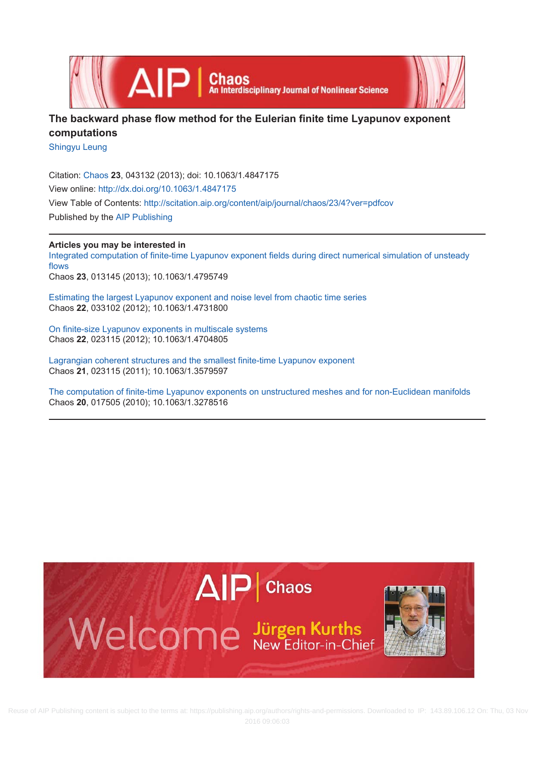# The backward phase flow method for the Eulerian finite time Lyapunov exponent computations

Shingyu Leung

Citation: Chaos **23**, 043132 (2013); doi: 10.1063/1.4847175

View online: http://dx.doi.org/10.1063/1.4847175

View Table of Contents: http://scitation.aip.org/content/aip/journal/chaos/23/4?ver=pdfcov

Published by the AIP Publishing

**Articles you may be interested in**

Integrated computation of finite-time Lyapunov exponent fields during direct numerical simulation of unsteady flows
Chaos **23**, 013145 (2013); 10.1063/1.4795749

Estimating the largest Lyapunov exponent and noise level from chaotic time series
Chaos **22**, 033102 (2012); 10.1063/1.4731800

On finite-size Lyapunov exponents in multiscale systems
Chaos **22**, 023115 (2012); 10.1063/1.4704805

Lagrangian coherent structures and the smallest finite-time Lyapunov exponent
Chaos **21**, 023115 (2011); 10.1063/1.3579597

The computation of finite-time Lyapunov exponents on unstructured meshes and for non-Euclidean manifolds
Chaos **20**, 017505 (2010); 10.1063/1.3278516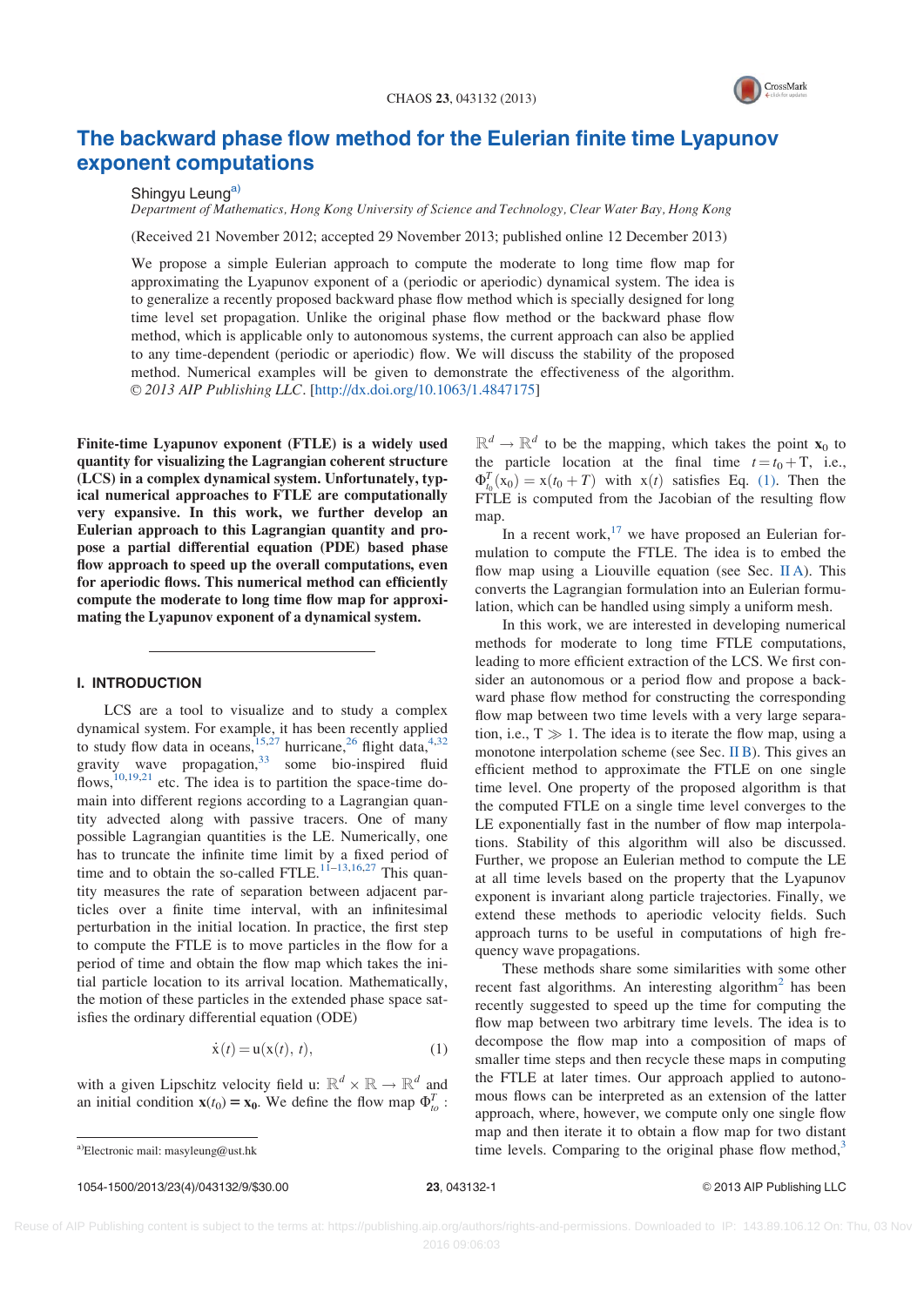# The backward phase flow method for the Eulerian finite time Lyapunov exponent computations

Shingyu Leung[a)]

*Department of Mathematics, Hong Kong University of Science and Technology, Clear Water Bay, Hong Kong*

(Received 21 November 2012; accepted 29 November 2013; published online 12 December 2013)

We propose a simple Eulerian approach to compute the moderate to long time flow map for approximating the Lyapunov exponent of a (periodic or aperiodic) dynamical system. The idea is to generalize a recently proposed backward phase flow method which is specially designed for long time level set propagation. Unlike the original phase flow method or the backward phase flow method, which is applicable only to autonomous systems, the current approach can also be applied to any time-dependent (periodic or aperiodic) flow. We will discuss the stability of the proposed method. Numerical examples will be given to demonstrate the effectiveness of the algorithm. © 2013 AIP Publishing LLC. [http://dx.doi.org/10.1063/1.4847175]

**Finite-time Lyapunov exponent (FTLE) is a widely used quantity for visualizing the Lagrangian coherent structure (LCS) in a complex dynamical system. Unfortunately, typical numerical approaches to FTLE are computationally very expansive. In this work, we further develop an Eulerian approach to this Lagrangian quantity and propose a partial differential equation (PDE) based phase flow approach to speed up the overall computations, even for aperiodic flows. This numerical method can efficiently compute the moderate to long time flow map for approximating the Lyapunov exponent of a dynamical system.**

## I. INTRODUCTION

LCS are a tool to visualize and to study a complex dynamical system. For example, it has been recently applied to study flow data in oceans,[15,27] hurricane,[26] flight data,[4,32] gravity wave propagation,[33] some bio-inspired fluid flows,[10,19,21] etc. The idea is to partition the space-time domain into different regions according to a Lagrangian quantity advected along with passive tracers. One of many possible Lagrangian quantities is the LE. Numerically, one has to truncate the infinite time limit by a fixed period of time and to obtain the so-called FTLE.[11–13,16,27] This quantity measures the rate of separation between adjacent particles over a finite time interval, with an infinitesimal perturbation in the initial location. In practice, the first step to compute the FTLE is to move particles in the flow for a period of time and obtain the flow map which takes the initial particle location to its arrival location. Mathematically, the motion of these particles in the extended phase space satisfies the ordinary differential equation (ODE)

$$\dot{\mathbf{x}}(t) = \mathbf{u}(\mathbf{x}(t), t), \tag{1}$$

with a given Lipschitz velocity field $\mathbf{u}: \mathbb{R}^d \times \mathbb{R} \to \mathbb{R}^d$ and an initial condition $\mathbf{x}(t_0) = \mathbf{x_0}$. We define the flow map $\Phi_{t_0}^T : \mathbb{R}^d \to \mathbb{R}^d$ to be the mapping, which takes the point $\mathbf{x}_0$ to the particle location at the final time $t = t_0 + T$, i.e., $\Phi_{t_0}^T(\mathbf{x}_0) = \mathbf{x}(t_0 + T)$ with $\mathbf{x}(t)$ satisfies Eq. (1). Then the FTLE is computed from the Jacobian of the resulting flow map.

In a recent work,[17] we have proposed an Eulerian formulation to compute the FTLE. The idea is to embed the flow map using a Liouville equation (see Sec. II A). This converts the Lagrangian formulation into an Eulerian formulation, which can be handled using simply a uniform mesh.

In this work, we are interested in developing numerical methods for moderate to long time FTLE computations, leading to more efficient extraction of the LCS. We first consider an autonomous or a period flow and propose a backward phase flow method for constructing the corresponding flow map between two time levels with a very large separation, i.e., $T \gg 1$. The idea is to iterate the flow map, using a monotone interpolation scheme (see Sec. II B). This gives an efficient method to approximate the FTLE on one single time level. One property of the proposed algorithm is that the computed FTLE on a single time level converges to the LE exponentially fast in the number of flow map interpolations. Stability of this algorithm will also be discussed. Further, we propose an Eulerian method to compute the LE at all time levels based on the property that the Lyapunov exponent is invariant along particle trajectories. Finally, we extend these methods to aperiodic velocity fields. Such approach turns to be useful in computations of high frequency wave propagations.

These methods share some similarities with some other recent fast algorithms. An interesting algorithm[2] has been recently suggested to speed up the time for computing the flow map between two arbitrary time levels. The idea is to decompose the flow map into a composition of maps of smaller time steps and then recycle these maps in computing the FTLE at later times. Our approach applied to autonomous flows can be interpreted as an extension of the latter approach, where, however, we compute only one single flow map and then iterate it to obtain a flow map for two distant time levels. Comparing to the original phase flow method,[3]

[a)]Electronic mail: masyleung@ust.hk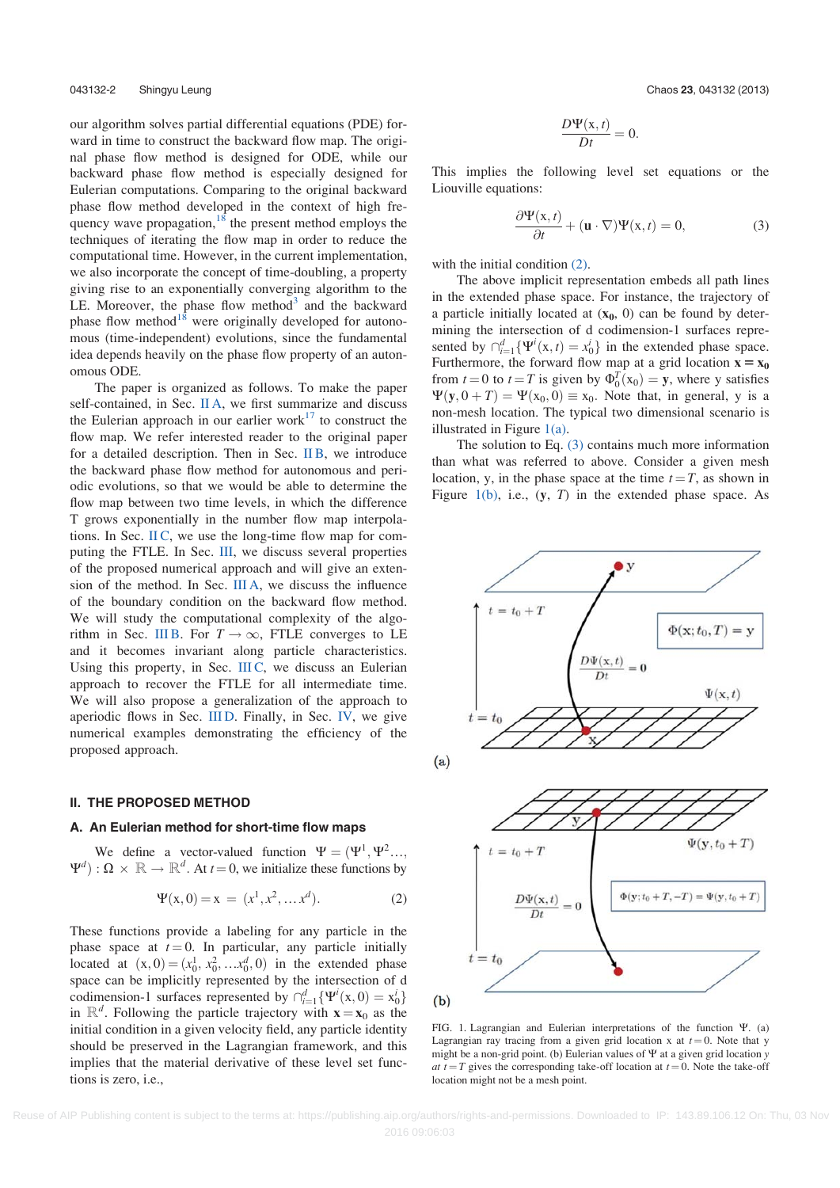our algorithm solves partial differential equations (PDE) forward in time to construct the backward flow map. The original phase flow method is designed for ODE, while our backward phase flow method is especially designed for Eulerian computations. Comparing to the original backward phase flow method developed in the context of high frequency wave propagation,[18] the present method employs the techniques of iterating the flow map in order to reduce the computational time. However, in the current implementation, we also incorporate the concept of time-doubling, a property giving rise to an exponentially converging algorithm to the LE. Moreover, the phase flow method[3] and the backward phase flow method[18] were originally developed for autonomous (time-independent) evolutions, since the fundamental idea depends heavily on the phase flow property of an autonomous ODE.

The paper is organized as follows. To make the paper self-contained, in Sec. II A, we first summarize and discuss the Eulerian approach in our earlier work[17] to construct the flow map. We refer interested reader to the original paper for a detailed description. Then in Sec. II B, we introduce the backward phase flow method for autonomous and periodic evolutions, so that we would be able to determine the flow map between two time levels, in which the difference T grows exponentially in the number flow map interpolations. In Sec. II C, we use the long-time flow map for computing the FTLE. In Sec. III, we discuss several properties of the proposed numerical approach and will give an extension of the method. In Sec. III A, we discuss the influence of the boundary condition on the backward flow method. We will study the computational complexity of the algorithm in Sec. III B. For $T \to \infty$, FTLE converges to LE and it becomes invariant along particle characteristics. Using this property, in Sec. III C, we discuss an Eulerian approach to recover the FTLE for all intermediate time. We will also propose a generalization of the approach to aperiodic flows in Sec. III D. Finally, in Sec. IV, we give numerical examples demonstrating the efficiency of the proposed approach.

## II. THE PROPOSED METHOD

### A. An Eulerian method for short-time flow maps

We define a vector-valued function $\Psi = (\Psi^1, \Psi^2 \ldots, \Psi^d) : \Omega \times \mathbb{R} \to \mathbb{R}^d$. At $t = 0$, we initialize these functions by

$$\Psi(\mathrm{x}, 0) = \mathrm{x} = (x^1, x^2, \ldots x^d). \tag{2}$$

These functions provide a labeling for any particle in the phase space at $t = 0$. In particular, any particle initially located at $(\mathrm{x}, 0) = (x_0^1, x_0^2, \ldots x_0^d, 0)$ in the extended phase space can be implicitly represented by the intersection of $d$ codimension-1 surfaces represented by $\cap_{i=1}^{d}\{\Psi^i(\mathrm{x}, 0) = x_0^i\}$ in $\mathbb{R}^d$. Following the particle trajectory with $\mathbf{x} = \mathbf{x_0}$ as the initial condition in a given velocity field, any particle identity should be preserved in the Lagrangian framework, and this implies that the material derivative of these level set functions is zero, i.e.,

$$\frac{D\Psi(\mathrm{x}, t)}{Dt} = 0.$$

This implies the following level set equations or the Liouville equations:

$$\frac{\partial \Psi(\mathrm{x}, t)}{\partial t} + (\mathbf{u} \cdot \nabla)\Psi(\mathrm{x}, t) = 0, \tag{3}$$

with the initial condition (2).

The above implicit representation embeds all path lines in the extended phase space. For instance, the trajectory of a particle initially located at $(\mathbf{x_0}, 0)$ can be found by determining the intersection of d codimension-1 surfaces represented by $\cap_{i=1}^{d}\{\Psi^i(\mathrm{x}, t) = x_0^i\}$ in the extended phase space. Furthermore, the forward flow map at a grid location $\mathbf{x} = \mathbf{x_0}$ from $t = 0$ to $t = T$ is given by $\Phi_0^T(\mathrm{x}_0) = \mathbf{y}$, where y satisfies $\Psi(\mathbf{y}, 0 + T) = \Psi(\mathrm{x}_0, 0) \equiv \mathrm{x}_0$. Note that, in general, y is a non-mesh location. The typical two dimensional scenario is illustrated in Figure 1(a).

The solution to Eq. (3) contains much more information than what was referred to above. Consider a given mesh location, y, in the phase space at the time $t = T$, as shown in Figure 1(b), i.e., $(\mathbf{y}, T)$ in the extended phase space. As

$t = t_0 + T$

$\Phi(\mathbf{x}; t_0, T) = \mathbf{y}$

$\frac{D\Psi(\mathbf{x}, t)}{Dt} = 0$

$\Psi(\mathbf{x}, t)$

$t = t_0$

(a)

$t = t_0 + T$

$\Psi(\mathbf{y}, t_0 + T)$

$\frac{D\Psi(\mathbf{x}, t)}{Dt} = 0$

$\Phi(\mathbf{y}; t_0 + T, -T) = \Psi(\mathbf{y}, t_0 + T)$

$t = t_0$

(b)

FIG. 1. Lagrangian and Eulerian interpretations of the function $\Psi$. (a) Lagrangian ray tracing from a given grid location x at $t = 0$. Note that y might be a non-grid point. (b) Eulerian values of $\Psi$ at a given grid location $y$ at $t = T$ gives the corresponding take-off location at $t = 0$. Note the take-off location might not be a mesh point.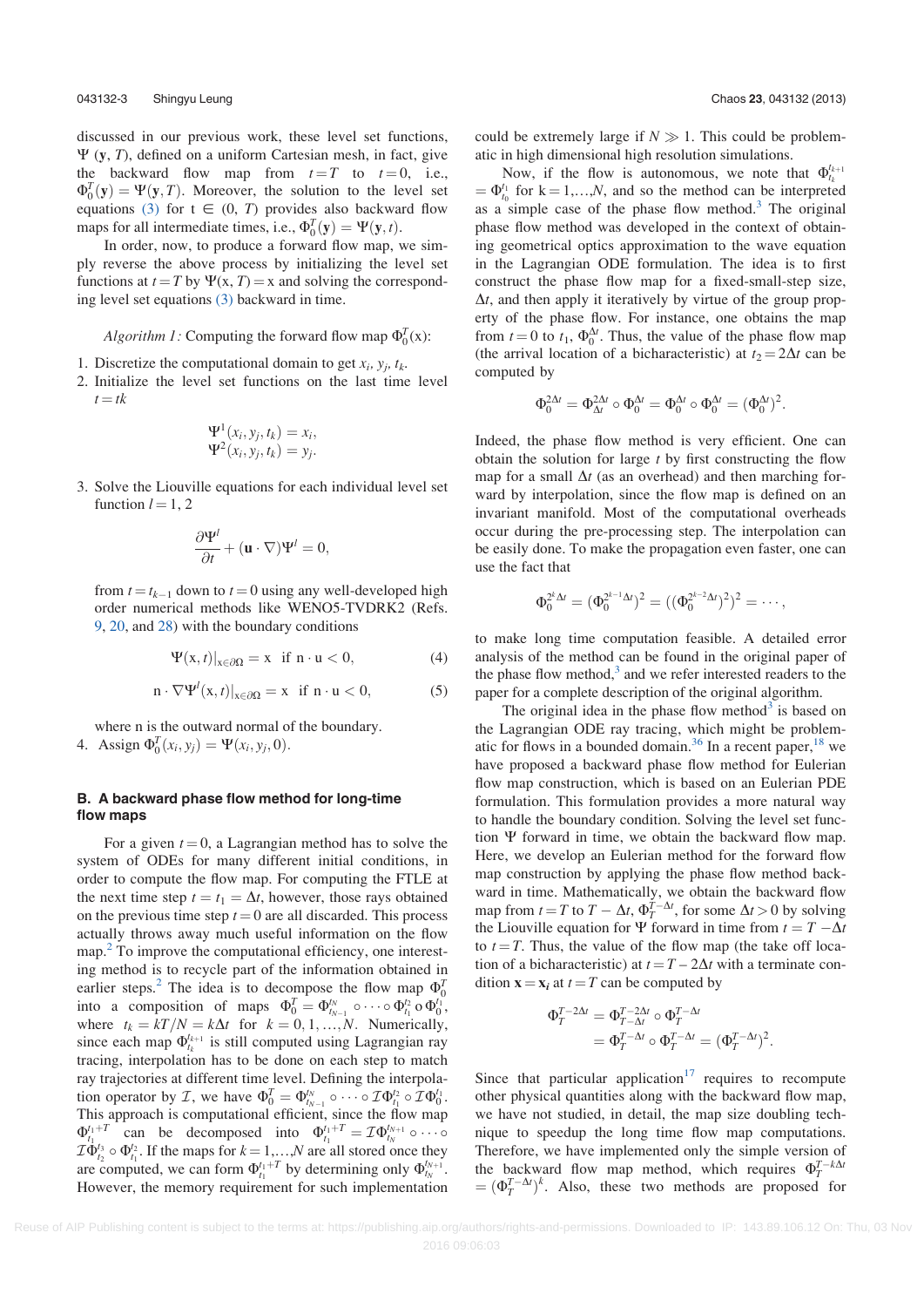discussed in our previous work, these level set functions, $\Psi(\mathbf{y}, T)$, defined on a uniform Cartesian mesh, in fact, give the backward flow map from $t=T$ to $t=0$, i.e., $\Phi_0^T(\mathbf{y}) = \Psi(\mathbf{y}, T)$. Moreover, the solution to the level set equations (3) for $t \in (0, T)$ provides also backward flow maps for all intermediate times, i.e., $\Phi_0^t(\mathbf{y}) = \Psi(\mathbf{y}, t)$.

In order, now, to produce a forward flow map, we simply reverse the above process by initializing the level set functions at $t = T$ by $\Psi(\mathrm{x}, T) = \mathrm{x}$ and solving the corresponding level set equations (3) backward in time.

*Algorithm 1:* Computing the forward flow map $\Phi_0^T(\mathrm{x})$:

1. Discretize the computational domain to get $x_i$, $y_j$, $t_k$.
2. Initialize the level set functions on the last time level $t = tk$

$$\Psi^1(x_i, y_j, t_k) = x_i,$$
$$\Psi^2(x_i, y_j, t_k) = y_j.$$

3. Solve the Liouville equations for each individual level set function $l = 1, 2$

$$\frac{\partial \Psi^l}{\partial t} + (\mathbf{u} \cdot \nabla)\Psi^l = 0,$$

from $t = t_{k-1}$ down to $t = 0$ using any well-developed high order numerical methods like WENO5-TVDRK2 (Refs. 9, 20, and 28) with the boundary conditions

$$\Psi(\mathrm{x}, t)|_{\mathrm{x}\in\partial\Omega} = \mathrm{x} \quad \text{if } \mathrm{n}\cdot\mathrm{u} < 0, \tag{4}$$

$$\mathrm{n}\cdot\nabla\Psi^l(\mathrm{x}, t)|_{\mathrm{x}\in\partial\Omega} = \mathrm{x} \quad \text{if } \mathrm{n}\cdot\mathrm{u} < 0, \tag{5}$$

where n is the outward normal of the boundary.

4. Assign $\Phi_0^T(x_i, y_j) = \Psi(x_i, y_j, 0)$.

### B. A backward phase flow method for long-time flow maps

For a given $t = 0$, a Lagrangian method has to solve the system of ODEs for many different initial conditions, in order to compute the flow map. For computing the FTLE at the next time step $t = t_1 = \Delta t$, however, those rays obtained on the previous time step $t = 0$ are all discarded. This process actually throws away much useful information on the flow map.[2] To improve the computational efficiency, one interesting method is to recycle part of the information obtained in earlier steps.[2] The idea is to decompose the flow map $\Phi_0^T$ into a composition of maps $\Phi_0^T = \Phi_{t_{N-1}}^{t_N} \circ \cdots \circ \Phi_{t_1}^{t_2} \circ \Phi_0^{t_1}$, where $t_k = kT/N = k\Delta t$ for $k = 0, 1, \ldots, N$. Numerically, since each map $\Phi_{t_k}^{t_{k+1}}$ is still computed using Lagrangian ray tracing, interpolation has to be done on each step to match ray trajectories at different time level. Defining the interpolation operator by $\mathcal{I}$, we have $\Phi_0^T = \Phi_{t_{N-1}}^{t_N} \circ \cdots \circ \mathcal{I}\Phi_{t_1}^{t_2} \circ \mathcal{I}\Phi_0^{t_1}$. This approach is computational efficient, since the flow map $\Phi_{t_1}^{t_1+T}$ can be decomposed into $\Phi_{t_1}^{t_1+T} = \mathcal{I}\Phi_{t_N}^{t_{N+1}} \circ \cdots \circ \mathcal{I}\Phi_{t_2}^{t_3} \circ \Phi_{t_1}^{t_2}$. If the maps for $k = 1, \ldots, N$ are all stored once they are computed, we can form $\Phi_{t_1}^{t_1+T}$ by determining only $\Phi_{t_N}^{t_{N+1}}$. However, the memory requirement for such implementation could be extremely large if $N \gg 1$. This could be problematic in high dimensional high resolution simulations.

Now, if the flow is autonomous, we note that $\Phi_{t_k}^{t_{k+1}} = \Phi_{t_0}^{t_1}$ for $k = 1, \ldots, N$, and so the method can be interpreted as a simple case of the phase flow method.[3] The original phase flow method was developed in the context of obtaining geometrical optics approximation to the wave equation in the Lagrangian ODE formulation. The idea is to first construct the phase flow map for a fixed-small-step size, $\Delta t$, and then apply it iteratively by virtue of the group property of the phase flow. For instance, one obtains the map from $t = 0$ to $t_1$, $\Phi_0^{\Delta t}$. Thus, the value of the phase flow map (the arrival location of a bicharacteristic) at $t_2 = 2\Delta t$ can be computed by

$$\Phi_0^{2\Delta t} = \Phi_{\Delta t}^{2\Delta t} \circ \Phi_0^{\Delta t} = \Phi_0^{\Delta t} \circ \Phi_0^{\Delta t} = (\Phi_0^{\Delta t})^2.$$

Indeed, the phase flow method is very efficient. One can obtain the solution for large $t$ by first constructing the flow map for a small $\Delta t$ (as an overhead) and then marching forward by interpolation, since the flow map is defined on an invariant manifold. Most of the computational overheads occur during the pre-processing step. The interpolation can be easily done. To make the propagation even faster, one can use the fact that

$$\Phi_0^{2^k\Delta t} = (\Phi_0^{2^{k-1}\Delta t})^2 = ((\Phi_0^{2^{k-2}\Delta t})^2)^2 = \cdots,$$

to make long time computation feasible. A detailed error analysis of the method can be found in the original paper of the phase flow method,[3] and we refer interested readers to the paper for a complete description of the original algorithm.

The original idea in the phase flow method[3] is based on the Lagrangian ODE ray tracing, which might be problematic for flows in a bounded domain.[36] In a recent paper,[18] we have proposed a backward phase flow method for Eulerian flow map construction, which is based on an Eulerian PDE formulation. This formulation provides a more natural way to handle the boundary condition. Solving the level set function $\Psi$ forward in time, we obtain the backward flow map. Here, we develop an Eulerian method for the forward flow map construction by applying the phase flow method backward in time. Mathematically, we obtain the backward flow map from $t = T$ to $T - \Delta t$, $\Phi_T^{T-\Delta t}$, for some $\Delta t > 0$ by solving the Liouville equation for $\Psi$ forward in time from $t = T - \Delta t$ to $t = T$. Thus, the value of the flow map (the take off location of a bicharacteristic) at $t = T - 2\Delta t$ with a terminate condition $\mathbf{x} = \mathbf{x}_t$ at $t = T$ can be computed by

$$\begin{aligned}\Phi_T^{T-2\Delta t} &= \Phi_{T-\Delta t}^{T-2\Delta t} \circ \Phi_T^{T-\Delta t} \\ &= \Phi_T^{T-\Delta t} \circ \Phi_T^{T-\Delta t} = (\Phi_T^{T-\Delta t})^2.\end{aligned}$$

Since that particular application[17] requires to recompute other physical quantities along with the backward flow map, we have not studied, in detail, the map size doubling technique to speedup the long time flow map computations. Therefore, we have implemented only the simple version of the backward flow map method, which requires $\Phi_T^{T-k\Delta t} = (\Phi_T^{T-\Delta t})^k$. Also, these two methods are proposed for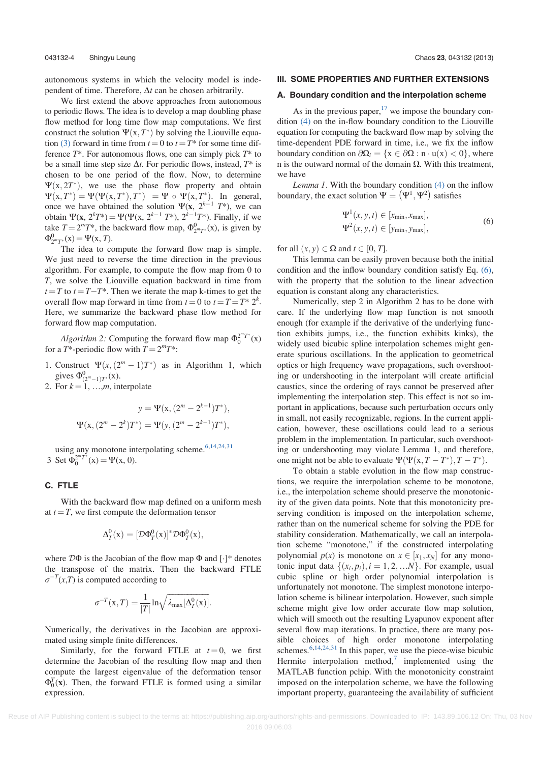autonomous systems in which the velocity model is independent of time. Therefore, $\Delta t$ can be chosen arbitrarily.

We first extend the above approaches from autonomous to periodic flows. The idea is to develop a map doubling phase flow method for long time flow map computations. We first construct the solution $\Psi(\mathrm{x}, T^*)$ by solving the Liouville equation (3) forward in time from $t=0$ to $t=T^*$ for some time difference $T^*$. For autonomous flows, one can simply pick $T^*$ to be a small time step size $\Delta t$. For periodic flows, instead, $T^*$ is chosen to be one period of the flow. Now, to determine $\Psi(\mathrm{x}, 2T^*)$, we use the phase flow property and obtain $\Psi(\mathrm{x}, T^*) = \Psi(\Psi(\mathrm{x}, T^*), T^*) = \Psi \circ \Psi(\mathrm{x}, T^*)$. In general, once we have obtained the solution $\Psi(\mathbf{x}, 2^{k-1} T^*)$, we can obtain $\Psi(\mathbf{x}, 2^k T^*) = \Psi(\Psi(\mathrm{x}, 2^{k-1} T^*), 2^{k-1} T^*)$. Finally, if we take $T = 2^m T^*$, the backward flow map, $\Phi^0_{2^m T^*}(\mathrm{x})$, is given by $\Phi^0_{2^m T^*}(\mathrm{x}) = \Psi(\mathrm{x}, T)$.

The idea to compute the forward flow map is simple. We just need to reverse the time direction in the previous algorithm. For example, to compute the flow map from 0 to $T$, we solve the Liouville equation backward in time from $t=T$ to $t=T-T^*$. Then we iterate the map k-times to get the overall flow map forward in time from $t=0$ to $t=T=T^*\,2^k$. Here, we summarize the backward phase flow method for forward flow map computation.

*Algorithm 2:* Computing the forward flow map $\Phi_0^{2^m T^*}(\mathrm{x})$ for a $T^*$-periodic flow with $T = 2^m T^*$:

1. Construct $\Psi(x, (2^m - 1)T^*)$ as in Algorithm 1, which gives $\Phi^0_{(2^m-1)T^*}(\mathrm{x})$.
2. For $k = 1, \ldots, m$, interpolate

$$y = \Psi(\mathrm{x}, (2^m - 2^{k-1})T^*),$$
$$\Psi(\mathrm{x}, (2^m - 2^k)T^*) = \Psi(y, (2^m - 2^{k-1})T^*),$$

using any monotone interpolating scheme.[6,14,24,31]

3. Set $\Phi_0^{2^m T^*}(\mathrm{x}) = \Psi(\mathrm{x}, 0)$.

### C. FTLE

With the backward flow map defined on a uniform mesh at $t=T$, we first compute the deformation tensor

$$\Delta^0_T(\mathrm{x}) = [\mathcal{D}\Phi^0_T(\mathrm{x})]^* \mathcal{D}\Phi^0_T(\mathrm{x}),$$

where $\mathcal{D}\Phi$ is the Jacobian of the flow map $\Phi$ and $[\cdot]^*$ denotes the transpose of the matrix. Then the backward FTLE $\sigma^{-T}(x,T)$ is computed according to

$$\sigma^{-T}(\mathrm{x}, T) = \frac{1}{|T|} \ln \sqrt{\lambda_{\max}[\Delta^0_T(\mathrm{x})]}.$$

Numerically, the derivatives in the Jacobian are approximated using simple finite differences.

Similarly, for the forward FTLE at $t=0$, we first determine the Jacobian of the resulting flow map and then compute the largest eigenvalue of the deformation tensor $\Phi^T_0(\mathbf{x})$. Then, the forward FTLE is formed using a similar expression.

## III. SOME PROPERTIES AND FURTHER EXTENSIONS

### A. Boundary condition and the interpolation scheme

As in the previous paper,[17] we impose the boundary condition (4) on the in-flow boundary condition to the Liouville equation for computing the backward flow map by solving the time-dependent PDE forward in time, i.e., we fix the inflow boundary condition on $\partial\Omega_i = \{\mathrm{x} \in \partial\Omega : \mathrm{n} \cdot \mathrm{u}(\mathrm{x}) < 0\}$, where n is the outward normal of the domain $\Omega$. With this treatment, we have

*Lemma 1.* With the boundary condition (4) on the inflow boundary, the exact solution $\Psi = (\Psi^1, \Psi^2)$ satisfies

$$\Psi^1(x, y, t) \in [x_{\min}, x_{\max}],$$
$$\Psi^2(x, y, t) \in [y_{\min}, y_{\max}], \tag{6}$$

for all $(x, y) \in \Omega$ and $t \in [0, T]$.

This lemma can be easily proven because both the initial condition and the inflow boundary condition satisfy Eq. (6), with the property that the solution to the linear advection equation is constant along any characteristics.

Numerically, step 2 in Algorithm 2 has to be done with care. If the underlying flow map function is not smooth enough (for example if the derivative of the underlying function exhibits jumps, i.e., the function exhibits kinks), the widely used bicubic spline interpolation schemes might generate spurious oscillations. In the application to geometrical optics or high frequency wave propagations, such overshooting or undershooting in the interpolant will create artificial caustics, since the ordering of rays cannot be preserved after implementing the interpolation step. This effect is not so important in applications, because such perturbation occurs only in small, not easily recognizable, regions. In the current application, however, these oscillations could lead to a serious problem in the implementation. In particular, such overshooting or undershooting may violate Lemma 1, and therefore, one might not be able to evaluate $\Psi(\Psi(\mathrm{x}, T - T^*), T - T^*)$.

To obtain a stable evolution in the flow map constructions, we require the interpolation scheme to be monotone, i.e., the interpolation scheme should preserve the monotonicity of the given data points. Note that this monotonicity preserving condition is imposed on the interpolation scheme, rather than on the numerical scheme for solving the PDE for stability consideration. Mathematically, we call an interpolation scheme "monotone," if the constructed interpolating polynomial $p(x)$ is monotone on $x \in [x_1, x_N]$ for any monotonic input data $\{(x_i, p_i), i = 1, 2, \ldots N\}$. For example, usual cubic spline or high order polynomial interpolation is unfortunately not monotone. The simplest monotone interpolation scheme is bilinear interpolation. However, such simple scheme might give low order accurate flow map solution, which will smooth out the resulting Lyapunov exponent after several flow map iterations. In practice, there are many possible choices of high order monotone interpolating schemes.[6,14,24,31] In this paper, we use the piece-wise bicubic Hermite interpolation method,[7] implemented using the MATLAB function pchip. With the monotonicity constraint imposed on the interpolation scheme, we have the following important property, guaranteeing the availability of sufficient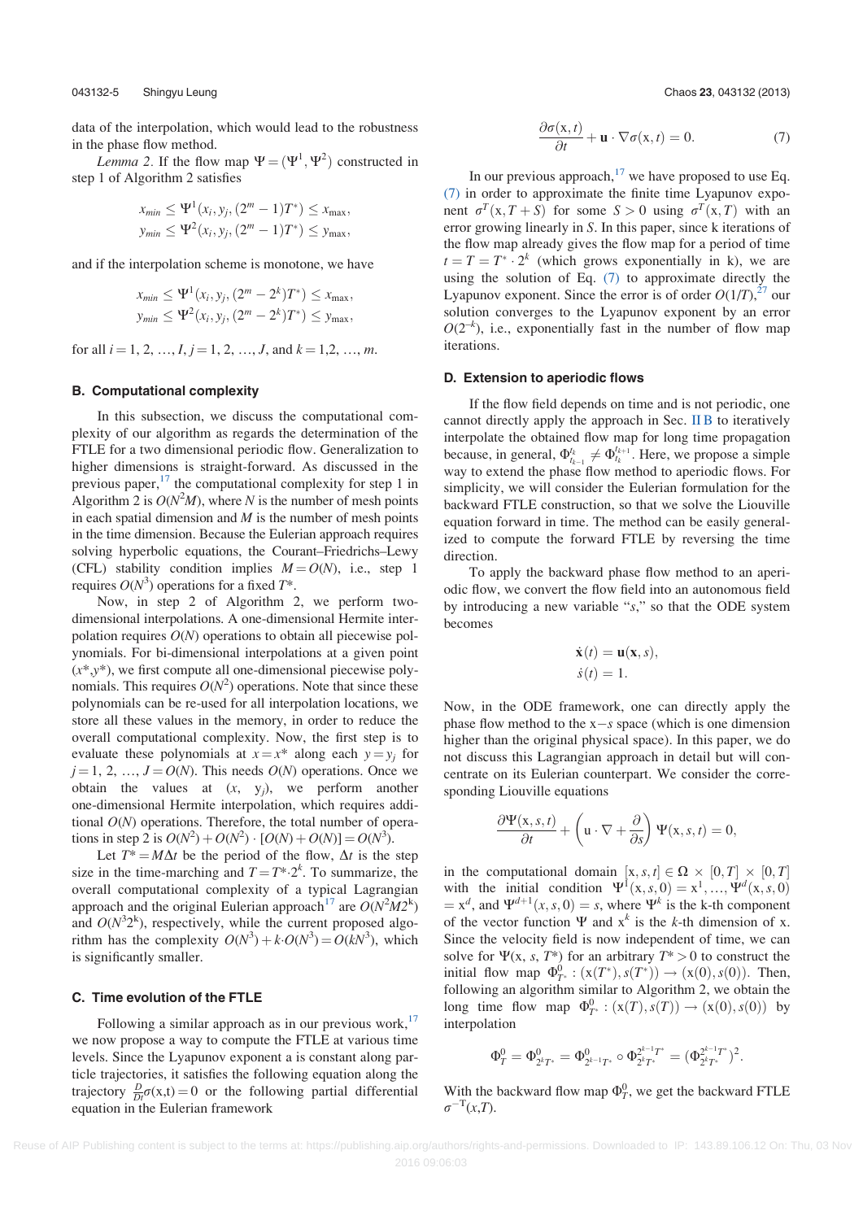data of the interpolation, which would lead to the robustness in the phase flow method.

*Lemma 2*. If the flow map $\Psi = (\Psi^1, \Psi^2)$ constructed in step 1 of Algorithm 2 satisfies

$$x_{min} \leq \Psi^1(x_i, y_j, (2^m - 1)T^*) \leq x_{\max},$$
$$y_{min} \leq \Psi^2(x_i, y_j, (2^m - 1)T^*) \leq y_{\max},$$

and if the interpolation scheme is monotone, we have

$$x_{min} \leq \Psi^1(x_i, y_j, (2^m - 2^k)T^*) \leq x_{\max},$$
$$y_{min} \leq \Psi^2(x_i, y_j, (2^m - 2^k)T^*) \leq y_{\max},$$

for all $i = 1, 2, \ldots, I$, $j = 1, 2, \ldots, J$, and $k = 1, 2, \ldots, m$.

### B. Computational complexity

In this subsection, we discuss the computational complexity of our algorithm as regards the determination of the FTLE for a two dimensional periodic flow. Generalization to higher dimensions is straight-forward. As discussed in the previous paper,[17] the computational complexity for step 1 in Algorithm 2 is $O(N^2M)$, where $N$ is the number of mesh points in each spatial dimension and $M$ is the number of mesh points in the time dimension. Because the Eulerian approach requires solving hyperbolic equations, the Courant–Friedrichs–Lewy (CFL) stability condition implies $M = O(N)$, i.e., step 1 requires $O(N^3)$ operations for a fixed $T^*$.

Now, in step 2 of Algorithm 2, we perform two-dimensional interpolations. A one-dimensional Hermite interpolation requires $O(N)$ operations to obtain all piecewise polynomials. For bi-dimensional interpolations at a given point $(x^*, y^*)$, we first compute all one-dimensional piecewise polynomials. This requires $O(N^2)$ operations. Note that since these polynomials can be re-used for all interpolation locations, we store all these values in the memory, in order to reduce the overall computational complexity. Now, the first step is to evaluate these polynomials at $x = x^*$ along each $y = y_j$ for $j = 1, 2, \ldots, J = O(N)$. This needs $O(N)$ operations. Once we obtain the values at $(x, y_j)$, we perform another one-dimensional Hermite interpolation, which requires additional $O(N)$ operations. Therefore, the total number of operations in step 2 is $O(N^2) + O(N^2) \cdot [O(N) + O(N)] = O(N^3)$.

Let $T^* = M\Delta t$ be the period of the flow, $\Delta t$ is the step size in the time-marching and $T = T^* \cdot 2^k$. To summarize, the overall computational complexity of a typical Lagrangian approach and the original Eulerian approach[17] are $O(N^2M2^k)$ and $O(N^3 2^k)$, respectively, while the current proposed algorithm has the complexity $O(N^3) + k \cdot O(N^3) = O(kN^3)$, which is significantly smaller.

### C. Time evolution of the FTLE

Following a similar approach as in our previous work,[17] we now propose a way to compute the FTLE at various time levels. Since the Lyapunov exponent a is constant along particle trajectories, it satisfies the following equation along the trajectory $\frac{D}{Dt}\sigma(\mathrm{x},t) = 0$ or the following partial differential equation in the Eulerian framework

$$\frac{\partial \sigma(\mathrm{x}, t)}{\partial t} + \mathbf{u} \cdot \nabla \sigma(\mathrm{x}, t) = 0. \tag{7}$$

In our previous approach,[17] we have proposed to use Eq. (7) in order to approximate the finite time Lyapunov exponent $\sigma^T(\mathrm{x}, T + S)$ for some $S > 0$ using $\sigma^T(\mathrm{x}, T)$ with an error growing linearly in $S$. In this paper, since k iterations of the flow map already gives the flow map for a period of time $t = T = T^* \cdot 2^k$ (which grows exponentially in k), we are using the solution of Eq. (7) to approximate directly the Lyapunov exponent. Since the error is of order $O(1/T)$,[27] our solution converges to the Lyapunov exponent by an error $O(2^{-k})$, i.e., exponentially fast in the number of flow map iterations.

### D. Extension to aperiodic flows

If the flow field depends on time and is not periodic, one cannot directly apply the approach in Sec. II B to iteratively interpolate the obtained flow map for long time propagation because, in general, $\Phi_{t_{k-1}}^{t_k} \neq \Phi_{t_k}^{t_{k+1}}$. Here, we propose a simple way to extend the phase flow method to aperiodic flows. For simplicity, we will consider the Eulerian formulation for the backward FTLE construction, so that we solve the Liouville equation forward in time. The method can be easily generalized to compute the forward FTLE by reversing the time direction.

To apply the backward phase flow method to an aperiodic flow, we convert the flow field into an autonomous field by introducing a new variable "$s$," so that the ODE system becomes

$$\dot{\mathbf{x}}(t) = \mathbf{u}(\mathbf{x}, s),$$
$$\dot{s}(t) = 1.$$

Now, in the ODE framework, one can directly apply the phase flow method to the x$-s$ space (which is one dimension higher than the original physical space). In this paper, we do not discuss this Lagrangian approach in detail but will concentrate on its Eulerian counterpart. We consider the corresponding Liouville equations

$$\frac{\partial \Psi(\mathrm{x}, s, t)}{\partial t} + \left(\mathrm{u} \cdot \nabla + \frac{\partial}{\partial s}\right) \Psi(\mathrm{x}, s, t) = 0,$$

in the computational domain $[\mathrm{x}, s, t] \in \Omega \times [0, T] \times [0, T]$ with the initial condition $\Psi^1(\mathrm{x}, s, 0) = \mathrm{x}^1, \ldots, \Psi^d(\mathrm{x}, s, 0) = \mathrm{x}^d$, and $\Psi^{d+1}(\mathrm{x}, s, 0) = s$, where $\Psi^k$ is the k-th component of the vector function $\Psi$ and $\mathrm{x}^k$ is the $k$-th dimension of x. Since the velocity field is now independent of time, we can solve for $\Psi(\mathrm{x}, s, T^*)$ for an arbitrary $T^* > 0$ to construct the initial flow map $\Phi_{T^*}^0 : (\mathrm{x}(T^*), s(T^*)) \to (\mathrm{x}(0), s(0))$. Then, following an algorithm similar to Algorithm 2, we obtain the long time flow map $\Phi_{T^*}^0 : (\mathrm{x}(T), s(T)) \to (\mathrm{x}(0), s(0))$ by interpolation

$$\Phi_T^0 = \Phi_{2^k T^*}^0 = \Phi_{2^{k-1}T^*}^0 \circ \Phi_{2^k T^*}^{2^{k-1}T^*} = (\Phi_{2^k T^*}^{2^{k-1}T^*})^2.$$

With the backward flow map $\Phi_T^0$, we get the backward FTLE $\sigma^{-T}(x,T)$.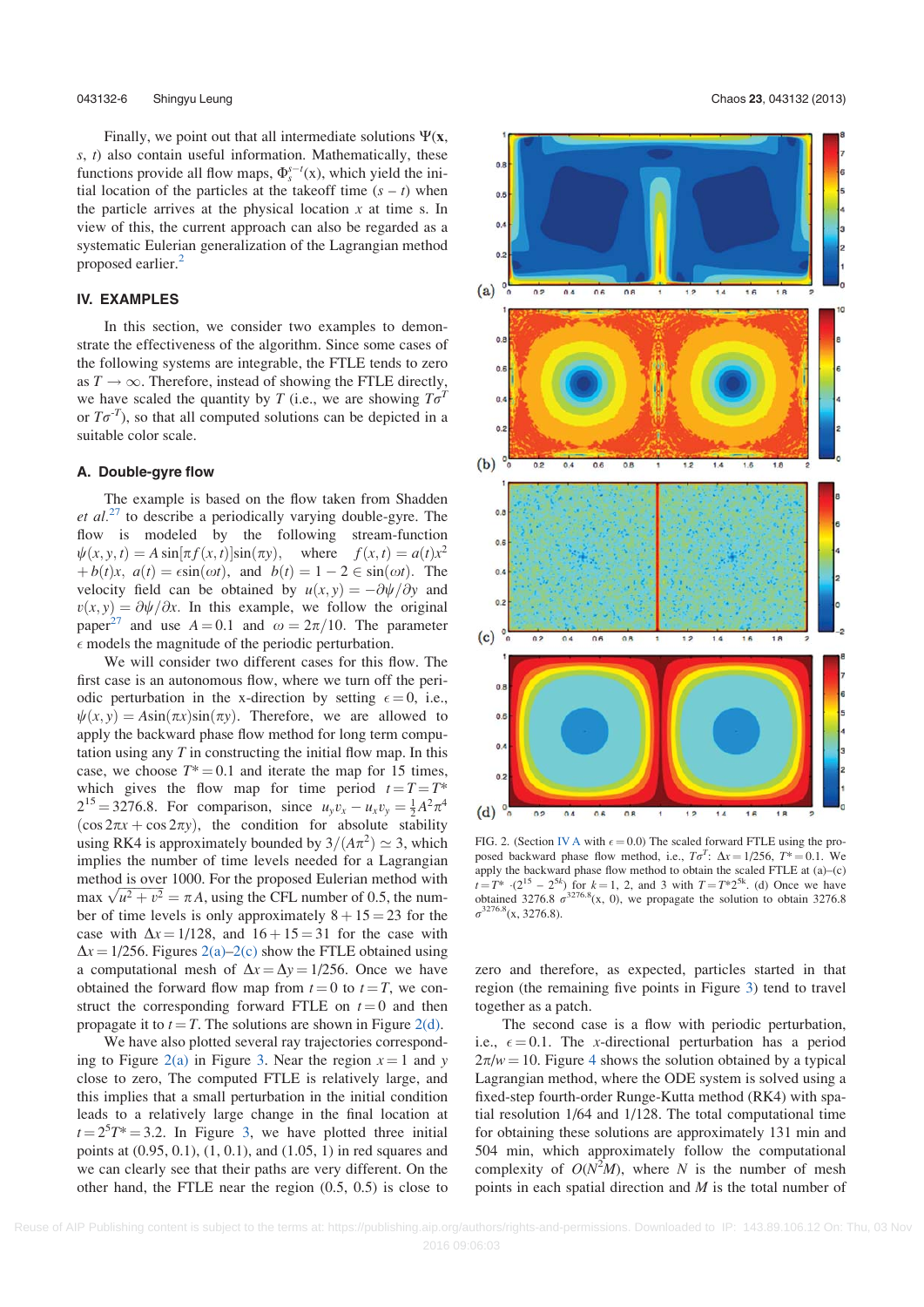Finally, we point out that all intermediate solutions $\Psi(\mathbf{x}, s, t)$ also contain useful information. Mathematically, these functions provide all flow maps, $\Phi_s^{s-t}(x)$, which yield the initial location of the particles at the takeoff time $(s-t)$ when the particle arrives at the physical location $x$ at time s. In view of this, the current approach can also be regarded as a systematic Eulerian generalization of the Lagrangian method proposed earlier.[2]

## IV. EXAMPLES

In this section, we consider two examples to demonstrate the effectiveness of the algorithm. Since some cases of the following systems are integrable, the FTLE tends to zero as $T \to \infty$. Therefore, instead of showing the FTLE directly, we have scaled the quantity by $T$ (i.e., we are showing $T\sigma^T$ or $T\sigma^{-T}$), so that all computed solutions can be depicted in a suitable color scale.

### A. Double-gyre flow

The example is based on the flow taken from Shadden *et al.*[27] to describe a periodically varying double-gyre. The flow is modeled by the following stream-function $\psi(x,y,t) = A\sin[\pi f(x,t)]\sin(\pi y)$, where $f(x,t) = a(t)x^2 + b(t)x$, $a(t) = \epsilon\sin(\omega t)$, and $b(t) = 1 - 2\in\sin(\omega t)$. The velocity field can be obtained by $u(x,y) = -\partial\psi/\partial y$ and $v(x,y) = \partial\psi/\partial x$. In this example, we follow the original paper[27] and use $A = 0.1$ and $\omega = 2\pi/10$. The parameter $\epsilon$ models the magnitude of the periodic perturbation.

We will consider two different cases for this flow. The first case is an autonomous flow, where we turn off the periodic perturbation in the x-direction by setting $\epsilon = 0$, i.e., $\psi(x,y) = A\sin(\pi x)\sin(\pi y)$. Therefore, we are allowed to apply the backward phase flow method for long term computation using any $T$ in constructing the initial flow map. In this case, we choose $T^* = 0.1$ and iterate the map for 15 times, which gives the flow map for time period $t = T = T^*\, 2^{15} = 3276.8$. For comparison, since $u_y v_x - u_x v_y = \frac{1}{2}A^2\pi^4 (\cos 2\pi x + \cos 2\pi y)$, the condition for absolute stability using RK4 is approximately bounded by $3/(A\pi^2) \simeq 3$, which implies the number of time levels needed for a Lagrangian method is over 1000. For the proposed Eulerian method with $\max\sqrt{u^2+v^2} = \pi A$, using the CFL number of 0.5, the number of time levels is only approximately $8 + 15 = 23$ for the case with $\Delta x = 1/128$, and $16 + 15 = 31$ for the case with $\Delta x = 1/256$. Figures 2(a)–2(c) show the FTLE obtained using a computational mesh of $\Delta x = \Delta y = 1/256$. Once we have obtained the forward flow map from $t = 0$ to $t = T$, we construct the corresponding forward FTLE on $t = 0$ and then propagate it to $t = T$. The solutions are shown in Figure 2(d).

We have also plotted several ray trajectories corresponding to Figure 2(a) in Figure 3. Near the region $x = 1$ and $y$ close to zero, The computed FTLE is relatively large, and this implies that a small perturbation in the initial condition leads to a relatively large change in the final location at $t = 2^5 T^* = 3.2$. In Figure 3, we have plotted three initial points at (0.95, 0.1), (1, 0.1), and (1.05, 0.1) in red squares and we can clearly see that their paths are very different. On the other hand, the FTLE near the region (0.5, 0.5) is close to zero and therefore, as expected, particles started in that region (the remaining five points in Figure 3) tend to travel together as a patch.

FIG. 2. (Section IV A with $\epsilon = 0.0$) The scaled forward FTLE using the proposed backward phase flow method, i.e., $T\sigma^T$: $\Delta x = 1/256$, $T^* = 0.1$. We apply the backward phase flow method to obtain the scaled FTLE at (a)–(c) $t = T^* \cdot (2^{15} - 2^{5k})$ for $k = 1$, 2, and 3 with $T = T^* 2^{5k}$. (d) Once we have obtained $3276.8\ \sigma^{3276.8}(x, 0)$, we propagate the solution to obtain $3276.8\ \sigma^{3276.8}(x, 3276.8)$.

The second case is a flow with periodic perturbation, i.e., $\epsilon = 0.1$. The $x$-directional perturbation has a period $2\pi/w = 10$. Figure 4 shows the solution obtained by a typical Lagrangian method, where the ODE system is solved using a fixed-step fourth-order Runge-Kutta method (RK4) with spatial resolution 1/64 and 1/128. The total computational time for obtaining these solutions are approximately 131 min and 504 min, which approximately follow the computational complexity of $O(N^2 M)$, where $N$ is the number of mesh points in each spatial direction and $M$ is the total number of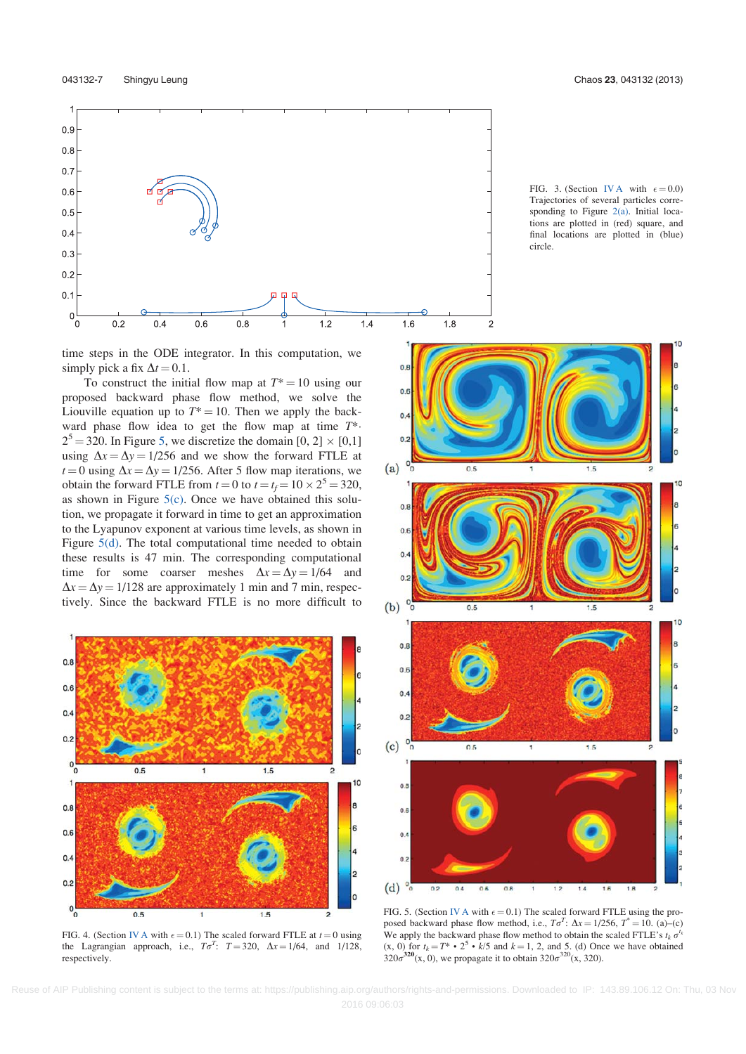FIG. 3. (Section IV A with $\epsilon = 0.0$) Trajectories of several particles corresponding to Figure 2(a). Initial locations are plotted in (red) square, and final locations are plotted in (blue) circle.

time steps in the ODE integrator. In this computation, we simply pick a fix $\Delta t = 0.1$.

To construct the initial flow map at $T^* = 10$ using our proposed backward phase flow method, we solve the Liouville equation up to $T^* = 10$. Then we apply the backward phase flow idea to get the flow map at time $T^* \cdot 2^5 = 320$. In Figure 5, we discretize the domain $[0, 2] \times [0,1]$ using $\Delta x = \Delta y = 1/256$ and we show the forward FTLE at $t = 0$ using $\Delta x = \Delta y = 1/256$. After 5 flow map iterations, we obtain the forward FTLE from $t = 0$ to $t = t_f = 10 \times 2^5 = 320$, as shown in Figure 5(c). Once we have obtained this solution, we propagate it forward in time to get an approximation to the Lyapunov exponent at various time levels, as shown in Figure 5(d). The total computational time needed to obtain these results is 47 min. The corresponding computational time for some coarser meshes $\Delta x = \Delta y = 1/64$ and $\Delta x = \Delta y = 1/128$ are approximately 1 min and 7 min, respectively. Since the backward FTLE is no more difficult to

FIG. 4. (Section IV A with $\epsilon = 0.1$) The scaled forward FTLE at $t = 0$ using the Lagrangian approach, i.e., $T\sigma^T$: $T = 320$, $\Delta x = 1/64$, and 1/128, respectively.

FIG. 5. (Section IV A with $\epsilon = 0.1$) The scaled forward FTLE using the proposed backward phase flow method, i.e., $T\sigma^T$: $\Delta x = 1/256$, $T^* = 10$. (a)–(c) We apply the backward phase flow method to obtain the scaled FTLE's $t_k\,\sigma^{t_k}(x, 0)$ for $t_k = T^* \cdot 2^5 \cdot k/5$ and $k = 1, 2$, and 5. (d) Once we have obtained $320\sigma^{320}(x, 0)$, we propagate it to obtain $320\sigma^{320}(x, 320)$.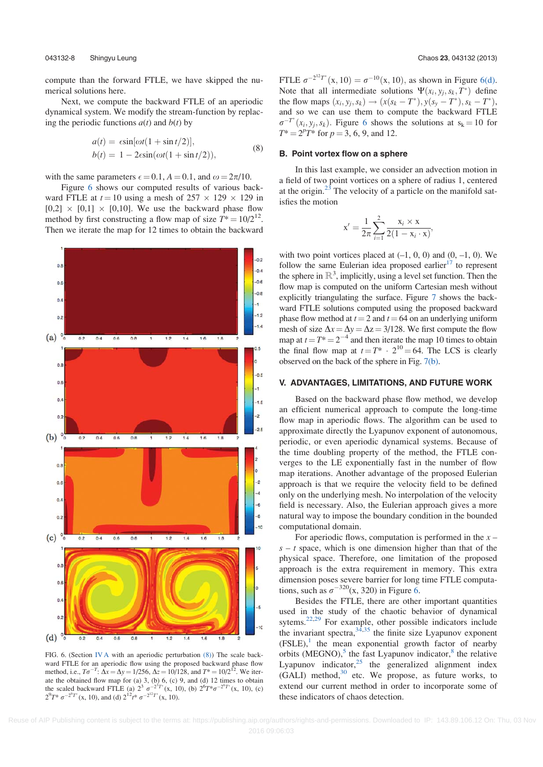compute than the forward FTLE, we have skipped the numerical solutions here.

Next, we compute the backward FTLE of an aperiodic dynamical system. We modify the stream-function by replacing the periodic functions $a(t)$ and $b(t)$ by

$$
\begin{aligned}
a(t) &= \epsilon \sin[\omega t(1+\sin t/2)],\\
b(t) &= 1 - 2\epsilon \sin(\omega t(1+\sin t/2)),
\end{aligned}
\tag{8}
$$

with the same parameters $\epsilon = 0.1$, $A = 0.1$, and $\omega = 2\pi/10$.

Figure 6 shows our computed results of various backward FTLE at $t = 10$ using a mesh of $257 \times 129 \times 129$ in $[0,2] \times [0,1] \times [0,10]$. We use the backward phase flow method by first constructing a flow map of size $T^* = 10/2^{12}$. Then we iterate the map for 12 times to obtain the backward FTLE $\sigma^{-2^{12}T^*}(\mathrm{x}, 10) = \sigma^{-10}(\mathrm{x}, 10)$, as shown in Figure 6(d). Note that all intermediate solutions $\Psi(x_i, y_j, s_k, T^*)$ define the flow maps $(x_i, y_j, s_k) \to (x(s_k - T^*), y(s_y - T^*), s_k - T^*)$, and so we can use them to compute the backward FTLE $\sigma^{-T^*}(x_i, y_j, s_k)$. Figure 6 shows the solutions at $s_k = 10$ for $T^* = 2^p T^*$ for $p = 3$, 6, 9, and 12.

FIG. 6. (Section IV A with an aperiodic perturbation (8)) The scale backward FTLE for an aperiodic flow using the proposed backward phase flow method, i.e., $T\sigma^{-T}$: $\Delta x = \Delta y = 1/256$, $\Delta z = 10/128$, and $T^* = 10/2^{12}$. We iterate the obtained flow map for (a) 3, (b) 6, (c) 9, and (d) 12 times to obtain the scaled backward FTLE (a) $2^3\, \sigma^{-2^3 T^*}(\mathrm{x}, 10)$, (b) $2^6 T^* \sigma^{-2^6 T^*}(\mathrm{x}, 10)$, (c) $2^9 T^* \sigma^{-2^9 T^*}(\mathrm{x}, 10)$, and (d) $2^{12} t^* \sigma^{-2^{12} T^*}(\mathrm{x}, 10)$.

### B. Point vortex flow on a sphere

In this last example, we consider an advection motion in a field of two point vortices on a sphere of radius 1, centered at the origin.[23] The velocity of a particle on the manifold satisfies the motion

$$
\mathrm{x}' = \frac{1}{2\pi} \sum_{i=1}^{2} \frac{\mathrm{x}_i \times \mathrm{x}}{2(1 - \mathrm{x}_i \cdot \mathrm{x})},
$$

with two point vortices placed at (–1, 0, 0) and (0, –1, 0). We follow the same Eulerian idea proposed earlier[17] to represent the sphere in $\mathbb{R}^3$, implicitly, using a level set function. Then the flow map is computed on the uniform Cartesian mesh without explicitly triangulating the surface. Figure 7 shows the backward FTLE solutions computed using the proposed backward phase flow method at $t = 2$ and $t = 64$ on an underlying uniform mesh of size $\Delta x = \Delta y = \Delta z = 3/128$. We first compute the flow map at $t = T^* = 2^{-4}$ and then iterate the map 10 times to obtain the final flow map at $t = T^* \cdot 2^{10} = 64$. The LCS is clearly observed on the back of the sphere in Fig. 7(b).

## V. ADVANTAGES, LIMITATIONS, AND FUTURE WORK

Based on the backward phase flow method, we develop an efficient numerical approach to compute the long-time flow map in aperiodic flows. The algorithm can be used to approximate directly the Lyapunov exponent of autonomous, periodic, or even aperiodic dynamical systems. Because of the time doubling property of the method, the FTLE converges to the LE exponentially fast in the number of flow map iterations. Another advantage of the proposed Eulerian approach is that we require the velocity field to be defined only on the underlying mesh. No interpolation of the velocity field is necessary. Also, the Eulerian approach gives a more natural way to impose the boundary condition in the bounded computational domain.

For aperiodic flows, computation is performed in the $x - s - t$ space, which is one dimension higher than that of the physical space. Therefore, one limitation of the proposed approach is the extra requirement in memory. This extra dimension poses severe barrier for long time FTLE computations, such as $\sigma^{-320}(\mathrm{x}, 320)$ in Figure 6.

Besides the FTLE, there are other important quantities used in the study of the chaotic behavior of dynamical sytems.[22,29] For example, other possible indicators include the invariant spectra,[34,35] the finite size Lyapunov exponent (FSLE),[1] the mean exponential growth factor of nearby orbits (MEGNO),[5] the fast Lyapunov indicator,[8] the relative Lyapunov indicator,[25] the generalized alignment index (GALI) method,[30] etc. We propose, as future works, to extend our current method in order to incorporate some of these indicators of chaos detection.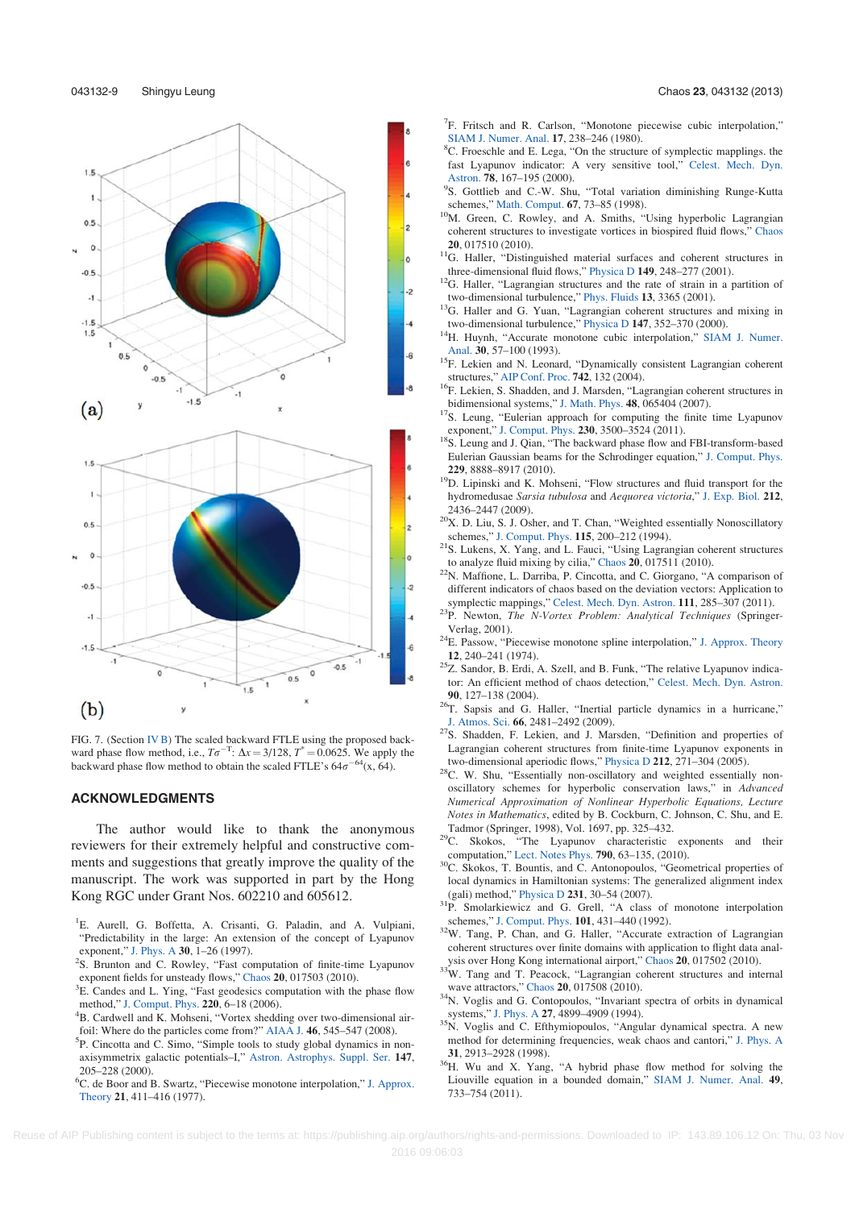FIG. 7. (Section IV B) The scaled backward FTLE using the proposed backward phase flow method, i.e., $T\sigma^{-T}$: $\Delta x = 3/128$, $T^* = 0.0625$. We apply the backward phase flow method to obtain the scaled FTLE's $64\sigma^{-64}(x, 64)$.

## ACKNOWLEDGMENTS

The author would like to thank the anonymous reviewers for their extremely helpful and constructive comments and suggestions that greatly improve the quality of the manuscript. The work was supported in part by the Hong Kong RGC under Grant Nos. 602210 and 605612.

[1] E. Aurell, G. Boffetta, A. Crisanti, G. Paladin, and A. Vulpiani, "Predictability in the large: An extension of the concept of Lyapunov exponent," J. Phys. A **30**, 1–26 (1997).

[2] S. Brunton and C. Rowley, "Fast computation of finite-time Lyapunov exponent fields for unsteady flows," Chaos **20**, 017503 (2010).

[3] E. Candes and L. Ying, "Fast geodesics computation with the phase flow method," J. Comput. Phys. **220**, 6–18 (2006).

[4] B. Cardwell and K. Mohseni, "Vortex shedding over two-dimensional airfoil: Where do the particles come from?" AIAA J. **46**, 545–547 (2008).

[5] P. Cincotta and C. Simo, "Simple tools to study global dynamics in non-axisymmetrix galactic potentials–I," Astron. Astrophys. Suppl. Ser. **147**, 205–228 (2000).

[6] C. de Boor and B. Swartz, "Piecewise monotone interpolation," J. Approx. Theory **21**, 411–416 (1977).

[7] F. Fritsch and R. Carlson, "Monotone piecewise cubic interpolation," SIAM J. Numer. Anal. **17**, 238–246 (1980).

[8] C. Froeschle and E. Lega, "On the structure of symplectic mapplings. the fast Lyapunov indicator: A very sensitive tool," Celest. Mech. Dyn. Astron. **78**, 167–195 (2000).

[9] S. Gottlieb and C.-W. Shu, "Total variation diminishing Runge-Kutta schemes," Math. Comput. **67**, 73–85 (1998).

[10] M. Green, C. Rowley, and A. Smiths, "Using hyperbolic Lagrangian coherent structures to investigate vortices in biospired fluid flows," Chaos **20**, 017510 (2010).

[11] G. Haller, "Distinguished material surfaces and coherent structures in three-dimensional fluid flows," Physica D **149**, 248–277 (2001).

[12] G. Haller, "Lagrangian structures and the rate of strain in a partition of two-dimensional turbulence," Phys. Fluids **13**, 3365 (2001).

[13] G. Haller and G. Yuan, "Lagrangian coherent structures and mixing in two-dimensional turbulence," Physica D **147**, 352–370 (2000).

[14] H. Huynh, "Accurate monotone cubic interpolation," SIAM J. Numer. Anal. **30**, 57–100 (1993).

[15] F. Lekien and N. Leonard, "Dynamically consistent Lagrangian coherent structures," AIP Conf. Proc. **742**, 132 (2004).

[16] F. Lekien, S. Shadden, and J. Marsden, "Lagrangian coherent structures in bidimensional systems," J. Math. Phys. **48**, 065404 (2007).

[17] S. Leung, "Eulerian approach for computing the finite time Lyapunov exponent," J. Comput. Phys. **230**, 3500–3524 (2011).

[18] S. Leung and J. Qian, "The backward phase flow and FBI-transform-based Eulerian Gaussian beams for the Schrodinger equation," J. Comput. Phys. **229**, 8888–8917 (2010).

[19] D. Lipinski and K. Mohseni, "Flow structures and fluid transport for the hydromedusae *Sarsia tubulosa* and *Aequorea victoria*," J. Exp. Biol. **212**, 2436–2447 (2009).

[20] X. D. Liu, S. J. Osher, and T. Chan, "Weighted essentially Nonoscillatory schemes," J. Comput. Phys. **115**, 200–212 (1994).

[21] S. Lukens, X. Yang, and L. Fauci, "Using Lagrangian coherent structures to analyze fluid mixing by cilia," Chaos **20**, 017511 (2010).

[22] N. Maffione, L. Darriba, P. Cincotta, and C. Giorgano, "A comparison of different indicators of chaos based on the deviation vectors: Application to symplectic mappings," Celest. Mech. Dyn. Astron. **111**, 285–307 (2011).

[23] P. Newton, *The N-Vortex Problem: Analytical Techniques* (Springer-Verlag, 2001).

[24] E. Passow, "Piecewise monotone spline interpolation," J. Approx. Theory **12**, 240–241 (1974).

[25] Z. Sandor, B. Erdi, A. Szell, and B. Funk, "The relative Lyapunov indicator: An efficient method of chaos detection," Celest. Mech. Dyn. Astron. **90**, 127–138 (2004).

[26] T. Sapsis and G. Haller, "Inertial particle dynamics in a hurricane," J. Atmos. Sci. **66**, 2481–2492 (2009).

[27] S. Shadden, F. Lekien, and J. Marsden, "Definition and properties of Lagrangian coherent structures from finite-time Lyapunov exponents in two-dimensional aperiodic flows," Physica D **212**, 271–304 (2005).

[28] C. W. Shu, "Essentially non-oscillatory and weighted essentially non-oscillatory schemes for hyperbolic conservation laws," in *Advanced Numerical Approximation of Nonlinear Hyperbolic Equations, Lecture Notes in Mathematics*, edited by B. Cockburn, C. Johnson, C. Shu, and E. Tadmor (Springer, 1998), Vol. 1697, pp. 325–432.

[29] C. Skokos, "The Lyapunov characteristic exponents and their computation," Lect. Notes Phys. **790**, 63–135, (2010).

[30] C. Skokos, T. Bountis, and C. Antonopoulos, "Geometrical properties of local dynamics in Hamiltonian systems: The generalized alignment index (gali) method," Physica D **231**, 30–54 (2007).

[31] P. Smolarkiewicz and G. Grell, "A class of monotone interpolation schemes," J. Comput. Phys. **101**, 431–440 (1992).

[32] W. Tang, P. Chan, and G. Haller, "Accurate extraction of Lagrangian coherent structures over finite domains with application to flight data analysis over Hong Kong international airport," Chaos **20**, 017502 (2010).

[33] W. Tang and T. Peacock, "Lagrangian coherent structures and internal wave attractors," Chaos **20**, 017508 (2010).

[34] N. Voglis and G. Contopoulos, "Invariant spectra of orbits in dynamical systems," J. Phys. A **27**, 4899–4909 (1994).

[35] N. Voglis and C. Efthymiopoulos, "Angular dynamical spectra. A new method for determining frequencies, weak chaos and cantori," J. Phys. A **31**, 2913–2928 (1998).

[36] H. Wu and X. Yang, "A hybrid phase flow method for solving the Liouville equation in a bounded domain," SIAM J. Numer. Anal. **49**, 733–754 (2011).